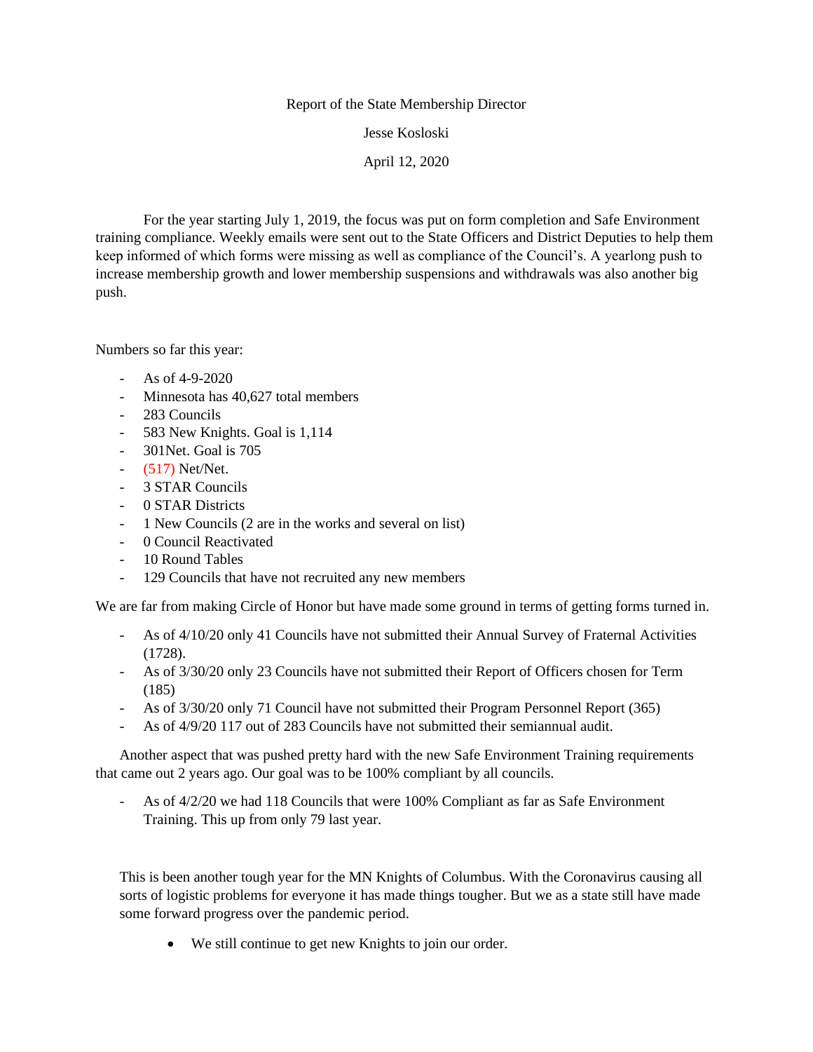Report of the State Membership Director

Jesse Kosloski

April 12, 2020

For the year starting July 1, 2019, the focus was put on form completion and Safe Environment training compliance. Weekly emails were sent out to the State Officers and District Deputies to help them keep informed of which forms were missing as well as compliance of the Council's. A yearlong push to increase membership growth and lower membership suspensions and withdrawals was also another big push.

Numbers so far this year:

- As of 4-9-2020
- Minnesota has 40,627 total members
- 283 Councils
- 583 New Knights. Goal is 1,114
- 301Net. Goal is 705
- (517) Net/Net.
- 3 STAR Councils
- 0 STAR Districts
- 1 New Councils (2 are in the works and several on list)
- 0 Council Reactivated
- 10 Round Tables
- 129 Councils that have not recruited any new members

We are far from making Circle of Honor but have made some ground in terms of getting forms turned in.

- As of 4/10/20 only 41 Councils have not submitted their Annual Survey of Fraternal Activities (1728).
- As of 3/30/20 only 23 Councils have not submitted their Report of Officers chosen for Term (185)
- As of 3/30/20 only 71 Council have not submitted their Program Personnel Report (365)
- As of 4/9/20 117 out of 283 Councils have not submitted their semiannual audit.

Another aspect that was pushed pretty hard with the new Safe Environment Training requirements that came out 2 years ago. Our goal was to be 100% compliant by all councils.

- As of 4/2/20 we had 118 Councils that were 100% Compliant as far as Safe Environment Training. This up from only 79 last year.

This is been another tough year for the MN Knights of Columbus. With the Coronavirus causing all sorts of logistic problems for everyone it has made things tougher. But we as a state still have made some forward progress over the pandemic period.

- We still continue to get new Knights to join our order.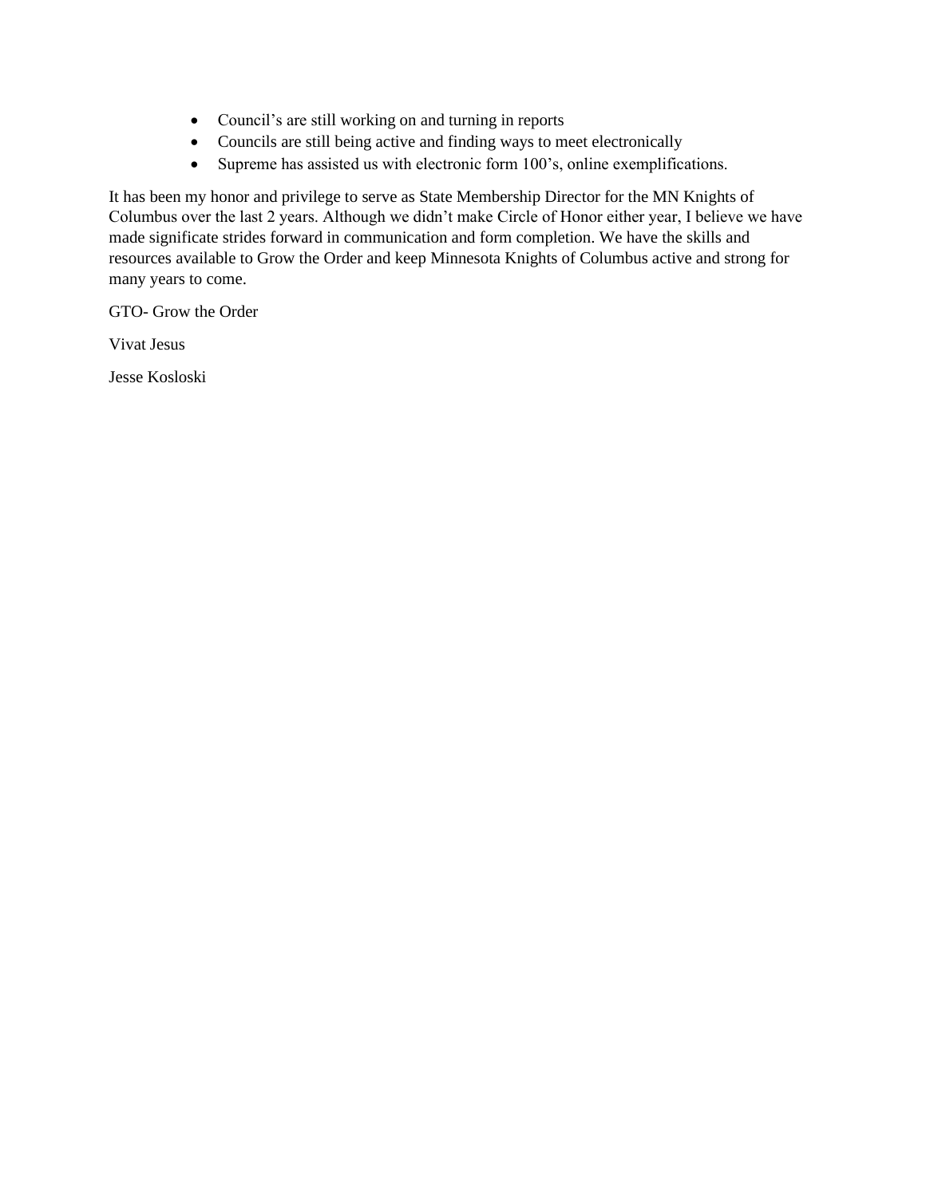- Council's are still working on and turning in reports
- Councils are still being active and finding ways to meet electronically
- Supreme has assisted us with electronic form 100's, online exemplifications.

It has been my honor and privilege to serve as State Membership Director for the MN Knights of Columbus over the last 2 years. Although we didn't make Circle of Honor either year, I believe we have made significate strides forward in communication and form completion. We have the skills and resources available to Grow the Order and keep Minnesota Knights of Columbus active and strong for many years to come.

GTO- Grow the Order

Vivat Jesus

Jesse Kosloski